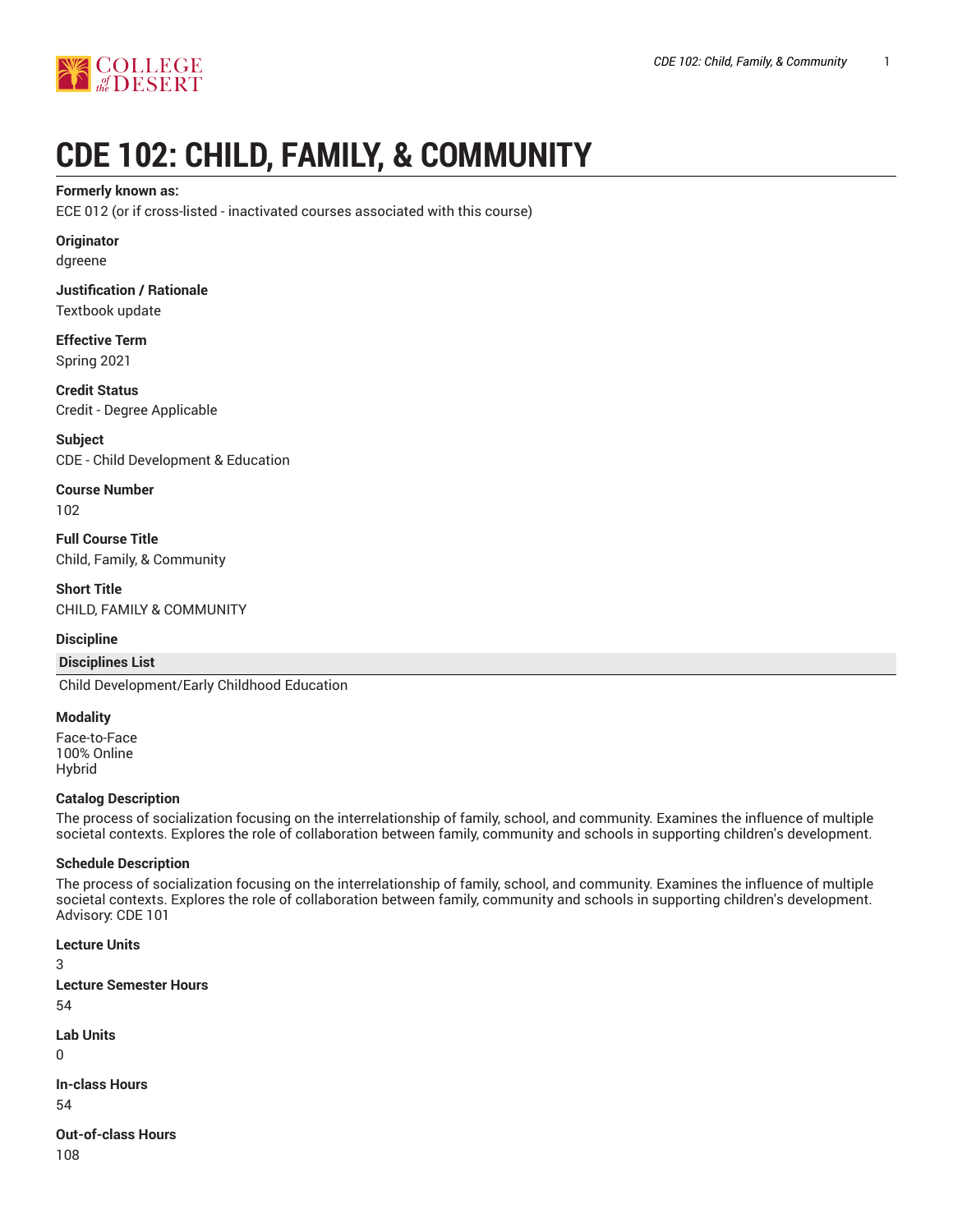# CDE 102: CHILD, FAMILY, & COMMUNITY

**Formerly known as:**

ECE 012 (or if cross-listed - inactivated courses associated with this course)

**Originator**

dgreene

**Justification / Rationale**

Textbook update

**Effective Term**

Spring 2021

**Credit Status**

Credit - Degree Applicable

**Subject**

CDE - Child Development & Education

**Course Number**

102

**Full Course Title**

Child, Family, & Community

**Short Title**

CHILD, FAMILY & COMMUNITY

**Discipline**

| Disciplines List |
|---|
| Child Development/Early Childhood Education |

**Modality**

Face-to-Face
100% Online
Hybrid

**Catalog Description**

The process of socialization focusing on the interrelationship of family, school, and community. Examines the influence of multiple societal contexts. Explores the role of collaboration between family, community and schools in supporting children's development.

**Schedule Description**

The process of socialization focusing on the interrelationship of family, school, and community. Examines the influence of multiple societal contexts. Explores the role of collaboration between family, community and schools in supporting children's development.
Advisory: CDE 101

**Lecture Units**

3

**Lecture Semester Hours**

54

**Lab Units**

0

**In-class Hours**

54

**Out-of-class Hours**

108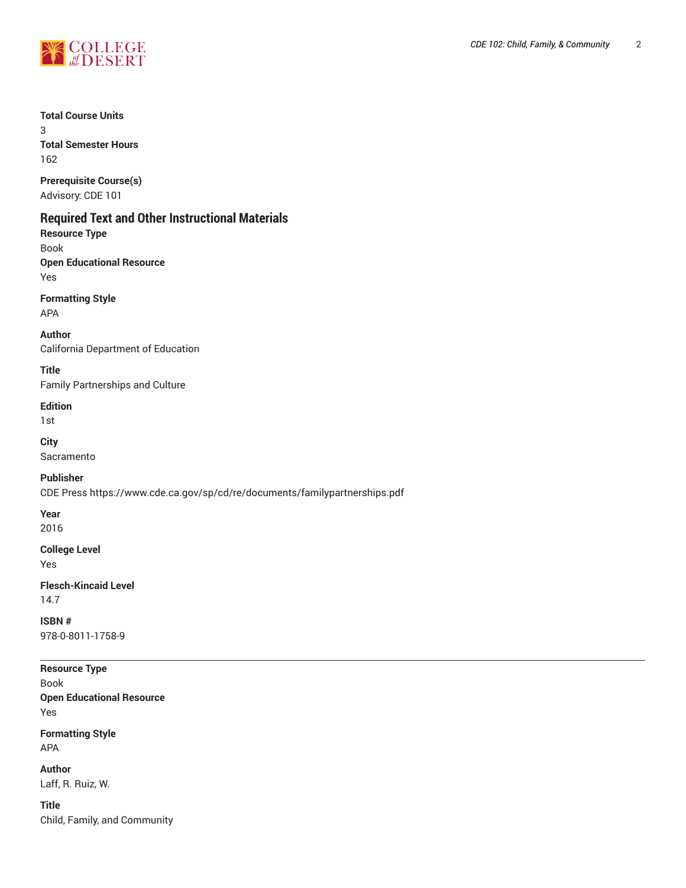**Total Course Units**
3
**Total Semester Hours**
162

**Prerequisite Course(s)**
Advisory: CDE 101

## Required Text and Other Instructional Materials

**Resource Type**
Book
**Open Educational Resource**
Yes

**Formatting Style**
APA

**Author**
California Department of Education

**Title**
Family Partnerships and Culture

**Edition**
1st

**City**
Sacramento

**Publisher**
CDE Press https://www.cde.ca.gov/sp/cd/re/documents/familypartnerships.pdf

**Year**
2016

**College Level**
Yes

**Flesch-Kincaid Level**
14.7

**ISBN #**
978-0-8011-1758-9

---

**Resource Type**
Book
**Open Educational Resource**
Yes

**Formatting Style**
APA

**Author**
Laff, R. Ruiz, W.

**Title**
Child, Family, and Community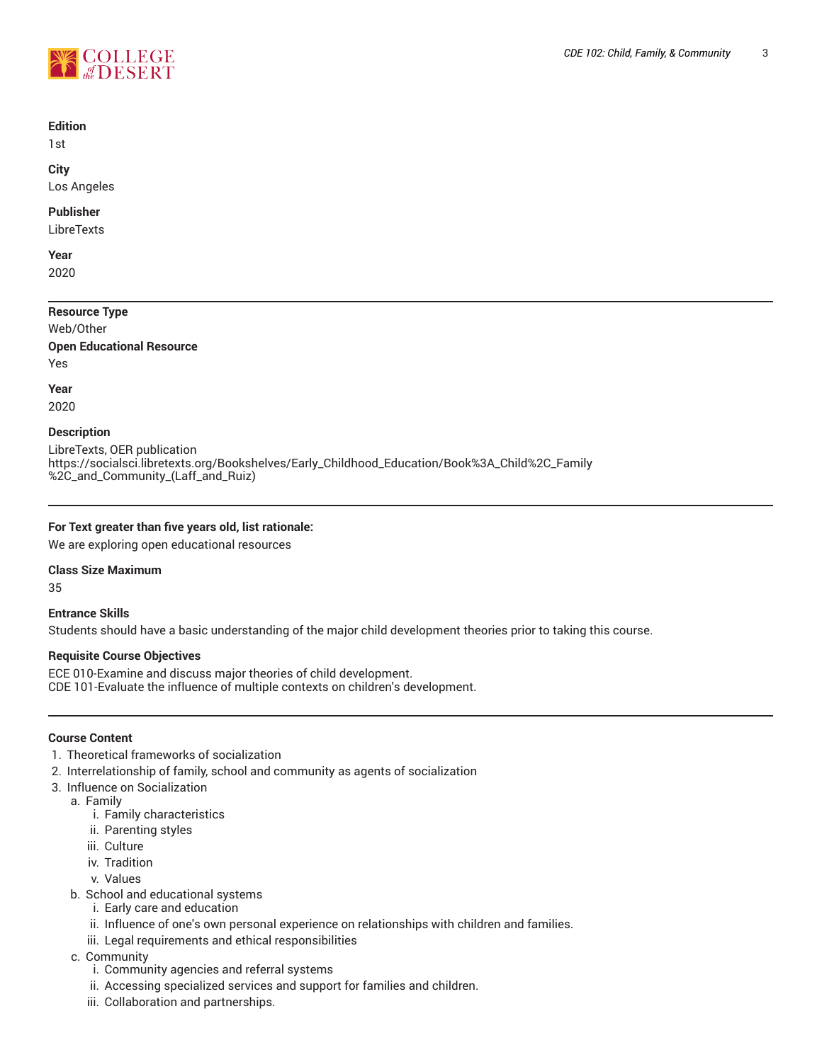**Edition**

1st

**City**

Los Angeles

**Publisher**

LibreTexts

**Year**

2020

---

**Resource Type**

Web/Other

**Open Educational Resource**

Yes

**Year**

2020

**Description**

LibreTexts, OER publication
https://socialsci.libretexts.org/Bookshelves/Early_Childhood_Education/Book%3A_Child%2C_Family
%2C_and_Community_(Laff_and_Ruiz)

---

**For Text greater than five years old, list rationale:**

We are exploring open educational resources

**Class Size Maximum**

35

**Entrance Skills**

Students should have a basic understanding of the major child development theories prior to taking this course.

**Requisite Course Objectives**

ECE 010-Examine and discuss major theories of child development.
CDE 101-Evaluate the influence of multiple contexts on children's development.

---

**Course Content**

1. Theoretical frameworks of socialization
2. Interrelationship of family, school and community as agents of socialization
3. Influence on Socialization
    a. Family
        i. Family characteristics
        ii. Parenting styles
        iii. Culture
        iv. Tradition
        v. Values
    b. School and educational systems
        i. Early care and education
        ii. Influence of one's own personal experience on relationships with children and families.
        iii. Legal requirements and ethical responsibilities
    c. Community
        i. Community agencies and referral systems
        ii. Accessing specialized services and support for families and children.
        iii. Collaboration and partnerships.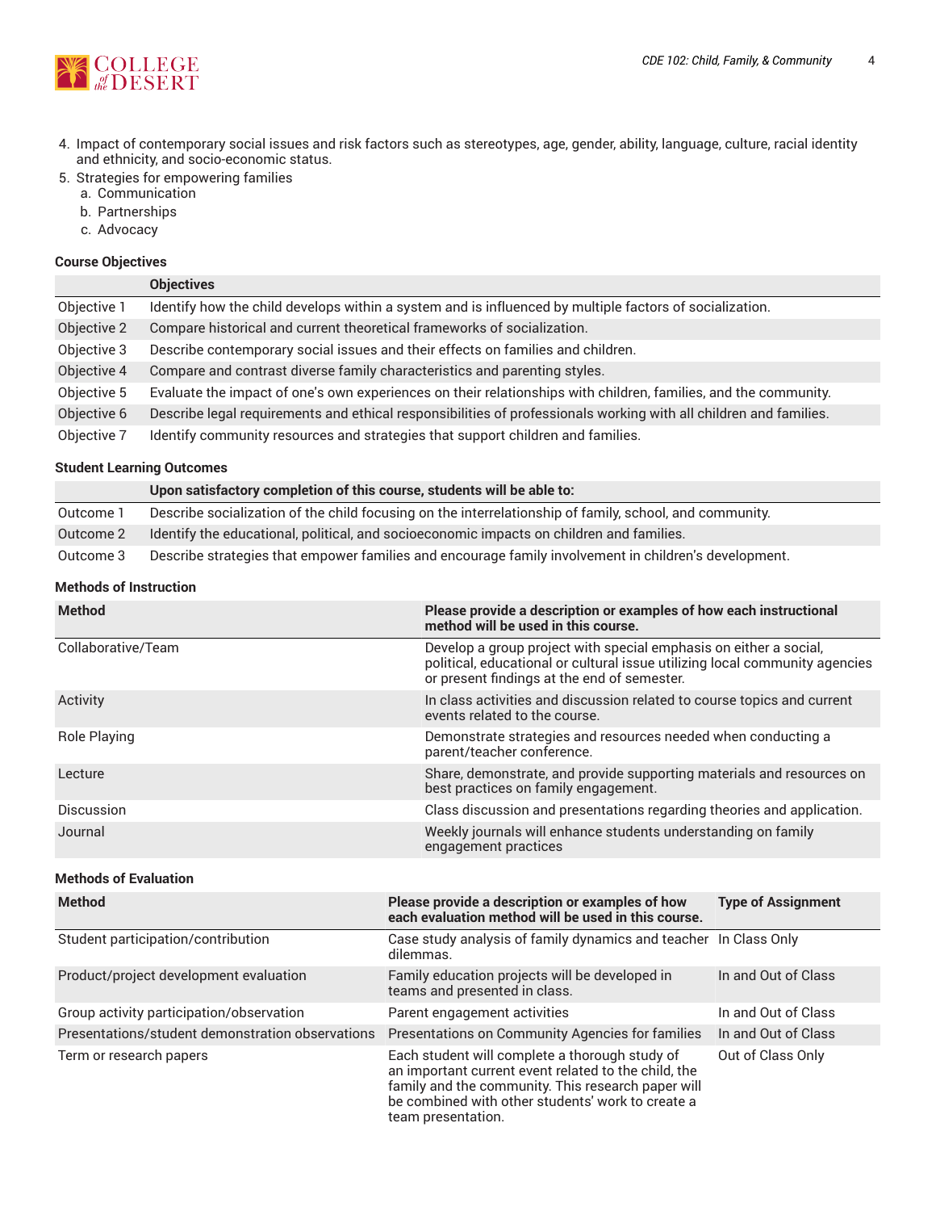4. Impact of contemporary social issues and risk factors such as stereotypes, age, gender, ability, language, culture, racial identity and ethnicity, and socio-economic status.
5. Strategies for empowering families
   a. Communication
   b. Partnerships
   c. Advocacy

#### Course Objectives

| | Objectives |
|---|---|
| Objective 1 | Identify how the child develops within a system and is influenced by multiple factors of socialization. |
| Objective 2 | Compare historical and current theoretical frameworks of socialization. |
| Objective 3 | Describe contemporary social issues and their effects on families and children. |
| Objective 4 | Compare and contrast diverse family characteristics and parenting styles. |
| Objective 5 | Evaluate the impact of one's own experiences on their relationships with children, families, and the community. |
| Objective 6 | Describe legal requirements and ethical responsibilities of professionals working with all children and families. |
| Objective 7 | Identify community resources and strategies that support children and families. |

#### Student Learning Outcomes

| | Upon satisfactory completion of this course, students will be able to: |
|---|---|
| Outcome 1 | Describe socialization of the child focusing on the interrelationship of family, school, and community. |
| Outcome 2 | Identify the educational, political, and socioeconomic impacts on children and families. |
| Outcome 3 | Describe strategies that empower families and encourage family involvement in children's development. |

#### Methods of Instruction

| Method | Please provide a description or examples of how each instructional method will be used in this course. |
|---|---|
| Collaborative/Team | Develop a group project with special emphasis on either a social, political, educational or cultural issue utilizing local community agencies or present findings at the end of semester. |
| Activity | In class activities and discussion related to course topics and current events related to the course. |
| Role Playing | Demonstrate strategies and resources needed when conducting a parent/teacher conference. |
| Lecture | Share, demonstrate, and provide supporting materials and resources on best practices on family engagement. |
| Discussion | Class discussion and presentations regarding theories and application. |
| Journal | Weekly journals will enhance students understanding on family engagement practices |

#### Methods of Evaluation

| Method | Please provide a description or examples of how each evaluation method will be used in this course. | Type of Assignment |
|---|---|---|
| Student participation/contribution | Case study analysis of family dynamics and teacher dilemmas. | In Class Only |
| Product/project development evaluation | Family education projects will be developed in teams and presented in class. | In and Out of Class |
| Group activity participation/observation | Parent engagement activities | In and Out of Class |
| Presentations/student demonstration observations | Presentations on Community Agencies for families | In and Out of Class |
| Term or research papers | Each student will complete a thorough study of an important current event related to the child, the family and the community. This research paper will be combined with other students' work to create a team presentation. | Out of Class Only |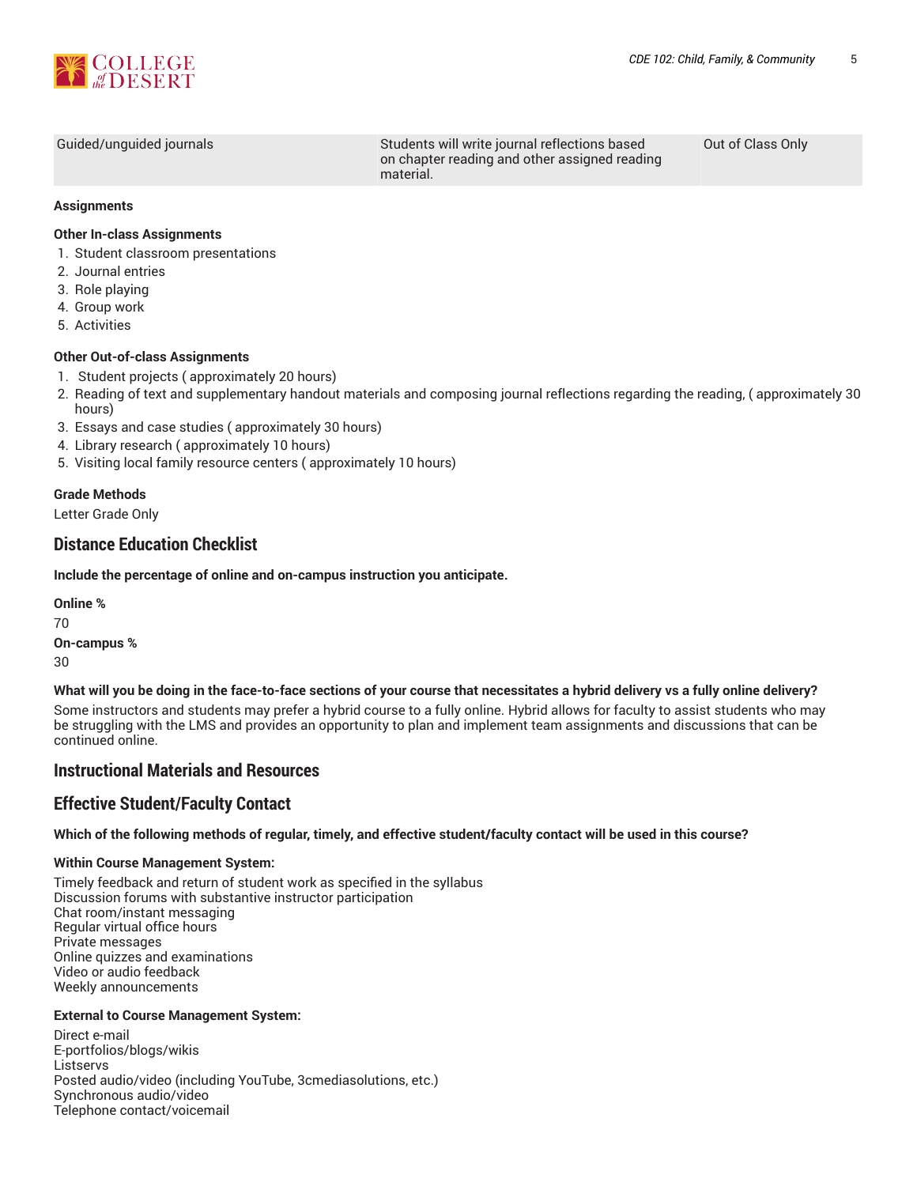| Guided/unguided journals | Students will write journal reflections based on chapter reading and other assigned reading material. | Out of Class Only |
|---|---|---|

**Assignments**

**Other In-class Assignments**

1. Student classroom presentations
2. Journal entries
3. Role playing
4. Group work
5. Activities

**Other Out-of-class Assignments**

1. Student projects ( approximately 20 hours)
2. Reading of text and supplementary handout materials and composing journal reflections regarding the reading, ( approximately 30 hours)
3. Essays and case studies ( approximately 30 hours)
4. Library research ( approximately 10 hours)
5. Visiting local family resource centers ( approximately 10 hours)

**Grade Methods**

Letter Grade Only

## Distance Education Checklist

**Include the percentage of online and on-campus instruction you anticipate.**

**Online %**

70

**On-campus %**

30

**What will you be doing in the face-to-face sections of your course that necessitates a hybrid delivery vs a fully online delivery?**

Some instructors and students may prefer a hybrid course to a fully online. Hybrid allows for faculty to assist students who may be struggling with the LMS and provides an opportunity to plan and implement team assignments and discussions that can be continued online.

## Instructional Materials and Resources

## Effective Student/Faculty Contact

**Which of the following methods of regular, timely, and effective student/faculty contact will be used in this course?**

**Within Course Management System:**

Timely feedback and return of student work as specified in the syllabus
Discussion forums with substantive instructor participation
Chat room/instant messaging
Regular virtual office hours
Private messages
Online quizzes and examinations
Video or audio feedback
Weekly announcements

**External to Course Management System:**

Direct e-mail
E-portfolios/blogs/wikis
Listservs
Posted audio/video (including YouTube, 3cmediasolutions, etc.)
Synchronous audio/video
Telephone contact/voicemail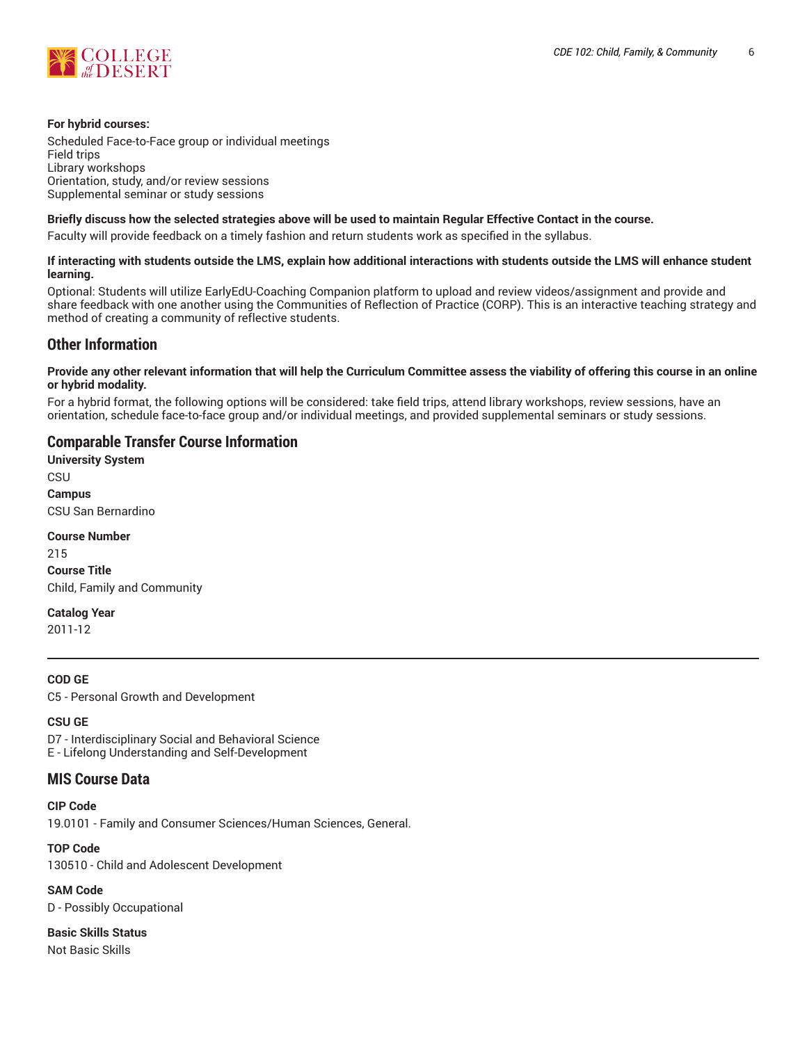**For hybrid courses:**

Scheduled Face-to-Face group or individual meetings
Field trips
Library workshops
Orientation, study, and/or review sessions
Supplemental seminar or study sessions

**Briefly discuss how the selected strategies above will be used to maintain Regular Effective Contact in the course.**

Faculty will provide feedback on a timely fashion and return students work as specified in the syllabus.

**If interacting with students outside the LMS, explain how additional interactions with students outside the LMS will enhance student learning.**

Optional: Students will utilize EarlyEdU-Coaching Companion platform to upload and review videos/assignment and provide and share feedback with one another using the Communities of Reflection of Practice (CORP). This is an interactive teaching strategy and method of creating a community of reflective students.

## Other Information

**Provide any other relevant information that will help the Curriculum Committee assess the viability of offering this course in an online or hybrid modality.**

For a hybrid format, the following options will be considered: take field trips, attend library workshops, review sessions, have an orientation, schedule face-to-face group and/or individual meetings, and provided supplemental seminars or study sessions.

## Comparable Transfer Course Information

**University System**

CSU

**Campus**

CSU San Bernardino

**Course Number**

215

**Course Title**

Child, Family and Community

**Catalog Year**

2011-12

---

**COD GE**

C5 - Personal Growth and Development

**CSU GE**

D7 - Interdisciplinary Social and Behavioral Science
E - Lifelong Understanding and Self-Development

## MIS Course Data

**CIP Code**

19.0101 - Family and Consumer Sciences/Human Sciences, General.

**TOP Code**

130510 - Child and Adolescent Development

**SAM Code**

D - Possibly Occupational

**Basic Skills Status**

Not Basic Skills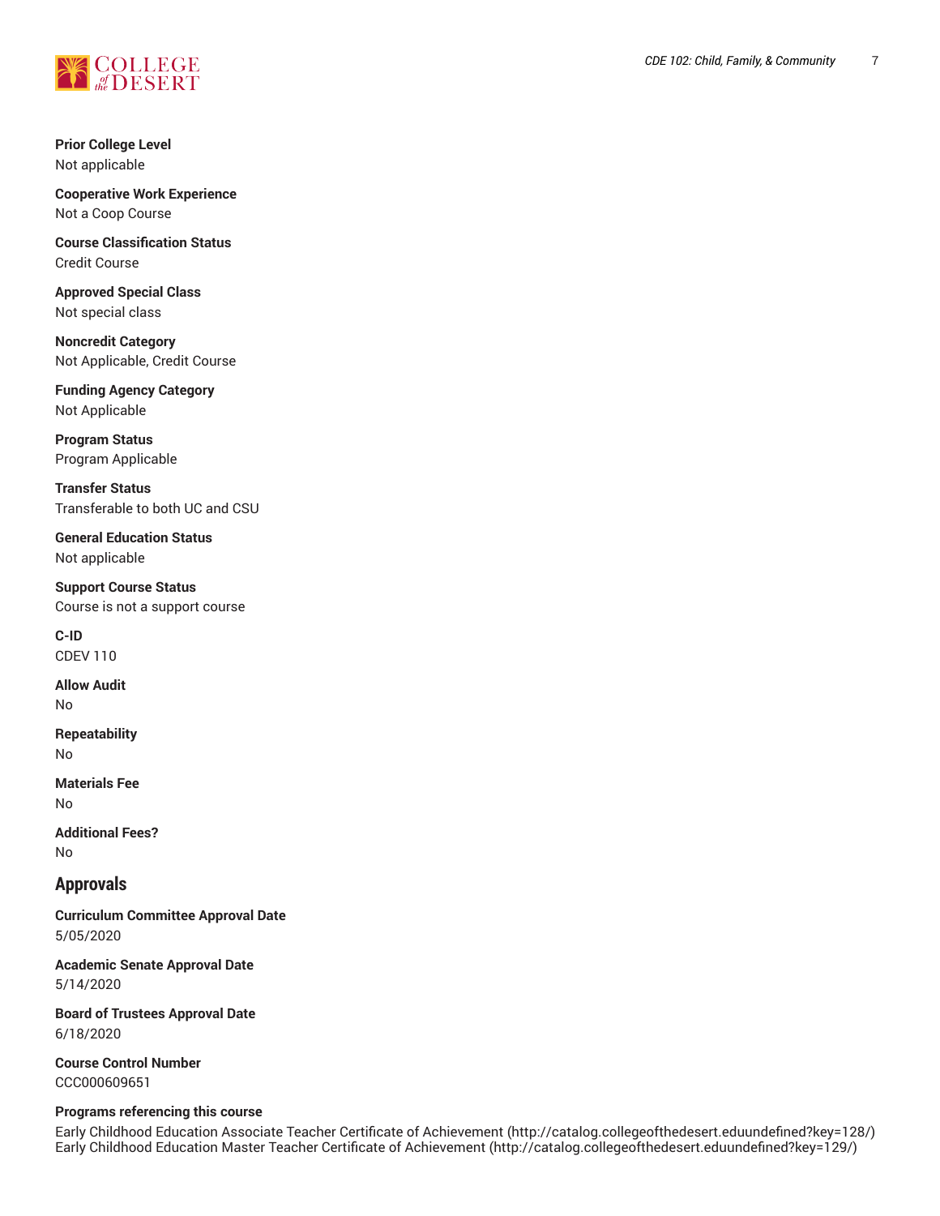**Prior College Level**
Not applicable

**Cooperative Work Experience**
Not a Coop Course

**Course Classification Status**
Credit Course

**Approved Special Class**
Not special class

**Noncredit Category**
Not Applicable, Credit Course

**Funding Agency Category**
Not Applicable

**Program Status**
Program Applicable

**Transfer Status**
Transferable to both UC and CSU

**General Education Status**
Not applicable

**Support Course Status**
Course is not a support course

**C-ID**
CDEV 110

**Allow Audit**
No

**Repeatability**
No

**Materials Fee**
No

**Additional Fees?**
No

## Approvals

**Curriculum Committee Approval Date**
5/05/2020

**Academic Senate Approval Date**
5/14/2020

**Board of Trustees Approval Date**
6/18/2020

**Course Control Number**
CCC000609651

**Programs referencing this course**
Early Childhood Education Associate Teacher Certificate of Achievement (http://catalog.collegeofthedesert.eduundefined?key=128/)
Early Childhood Education Master Teacher Certificate of Achievement (http://catalog.collegeofthedesert.eduundefined?key=129/)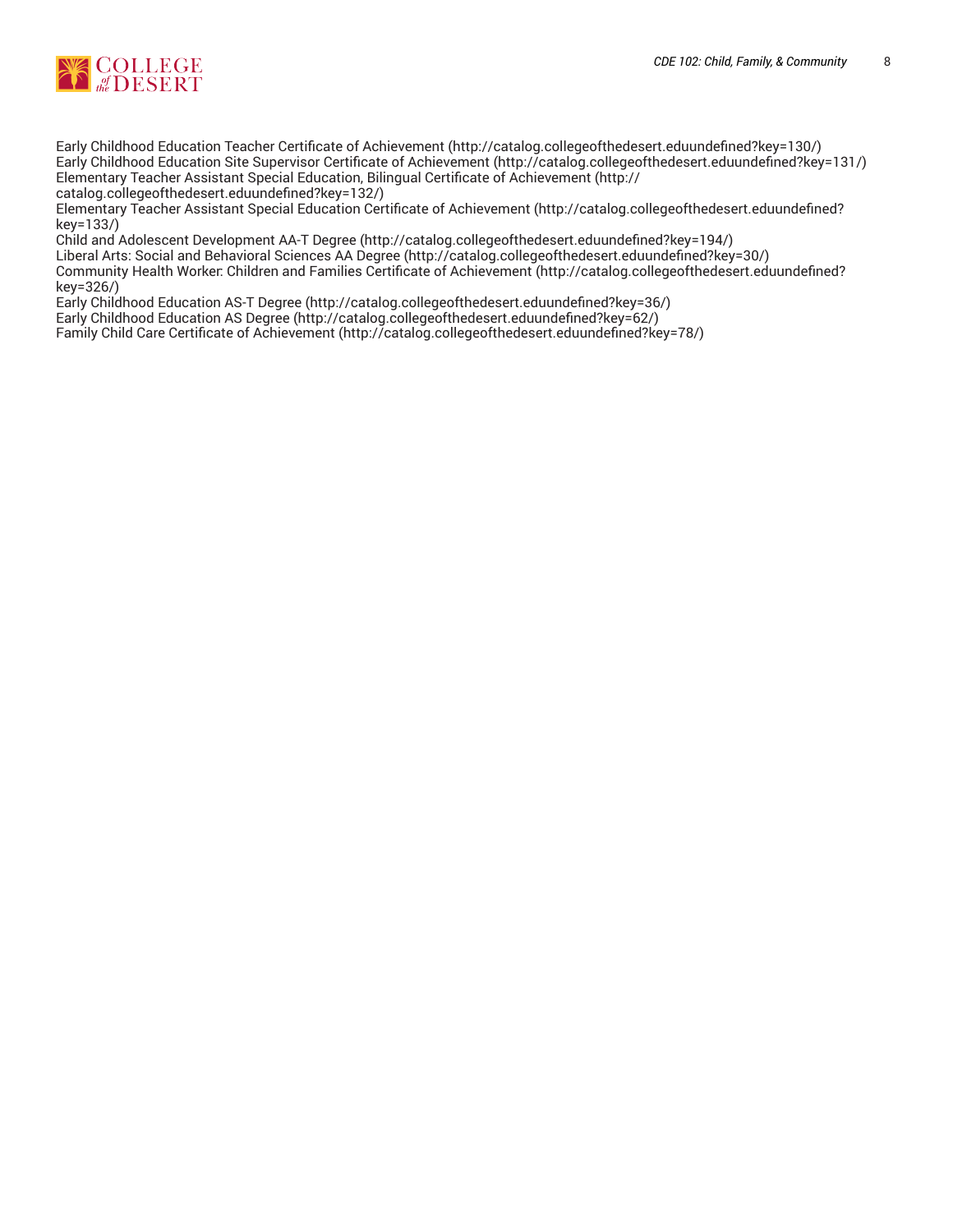Early Childhood Education Teacher Certificate of Achievement (http://catalog.collegeofthedesert.eduundefined?key=130/)
Early Childhood Education Site Supervisor Certificate of Achievement (http://catalog.collegeofthedesert.eduundefined?key=131/)
Elementary Teacher Assistant Special Education, Bilingual Certificate of Achievement (http://catalog.collegeofthedesert.eduundefined?key=132/)
Elementary Teacher Assistant Special Education Certificate of Achievement (http://catalog.collegeofthedesert.eduundefined?key=133/)
Child and Adolescent Development AA-T Degree (http://catalog.collegeofthedesert.eduundefined?key=194/)
Liberal Arts: Social and Behavioral Sciences AA Degree (http://catalog.collegeofthedesert.eduundefined?key=30/)
Community Health Worker: Children and Families Certificate of Achievement (http://catalog.collegeofthedesert.eduundefined?key=326/)
Early Childhood Education AS-T Degree (http://catalog.collegeofthedesert.eduundefined?key=36/)
Early Childhood Education AS Degree (http://catalog.collegeofthedesert.eduundefined?key=62/)
Family Child Care Certificate of Achievement (http://catalog.collegeofthedesert.eduundefined?key=78/)